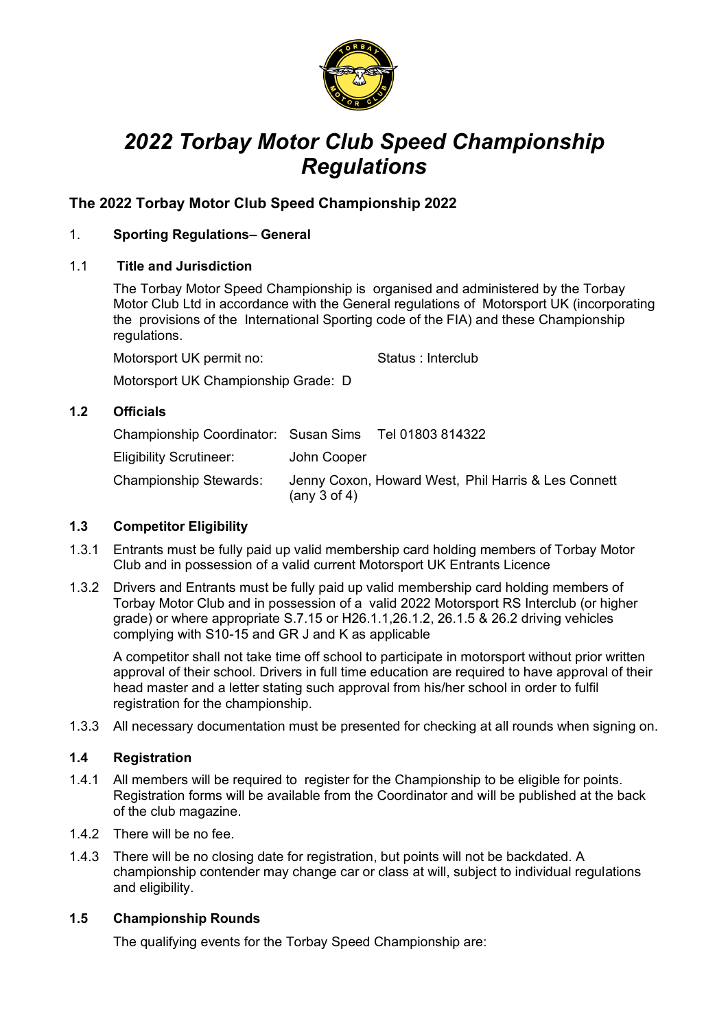# *2022 Torbay Motor Club Speed Championship Regulations*

## The 2022 Torbay Motor Club Speed Championship 2022

### 1. Sporting Regulations– General

### 1.1 Title and Jurisdiction

The Torbay Motor Speed Championship is organised and administered by the Torbay Motor Club Ltd in accordance with the General regulations of Motorsport UK (incorporating the provisions of the International Sporting code of the FIA) and these Championship regulations.

Motorsport UK permit no: Status : Interclub

Motorsport UK Championship Grade: D

### 1.2 Officials

| | | |
|---|---|---|
| Championship Coordinator: | Susan Sims | Tel 01803 814322 |
| Eligibility Scrutineer: | John Cooper | |
| Championship Stewards: | Jenny Coxon, Howard West, Phil Harris & Les Connett (any 3 of 4) | |

### 1.3 Competitor Eligibility

1.3.1 Entrants must be fully paid up valid membership card holding members of Torbay Motor Club and in possession of a valid current Motorsport UK Entrants Licence

1.3.2 Drivers and Entrants must be fully paid up valid membership card holding members of Torbay Motor Club and in possession of a valid 2022 Motorsport RS Interclub (or higher grade) or where appropriate S.7.15 or H26.1.1,26.1.2, 26.1.5 & 26.2 driving vehicles complying with S10-15 and GR J and K as applicable

A competitor shall not take time off school to participate in motorsport without prior written approval of their school. Drivers in full time education are required to have approval of their head master and a letter stating such approval from his/her school in order to fulfil registration for the championship.

1.3.3 All necessary documentation must be presented for checking at all rounds when signing on.

### 1.4 Registration

1.4.1 All members will be required to register for the Championship to be eligible for points. Registration forms will be available from the Coordinator and will be published at the back of the club magazine.

1.4.2 There will be no fee.

1.4.3 There will be no closing date for registration, but points will not be backdated. A championship contender may change car or class at will, subject to individual regulations and eligibility.

### 1.5 Championship Rounds

The qualifying events for the Torbay Speed Championship are: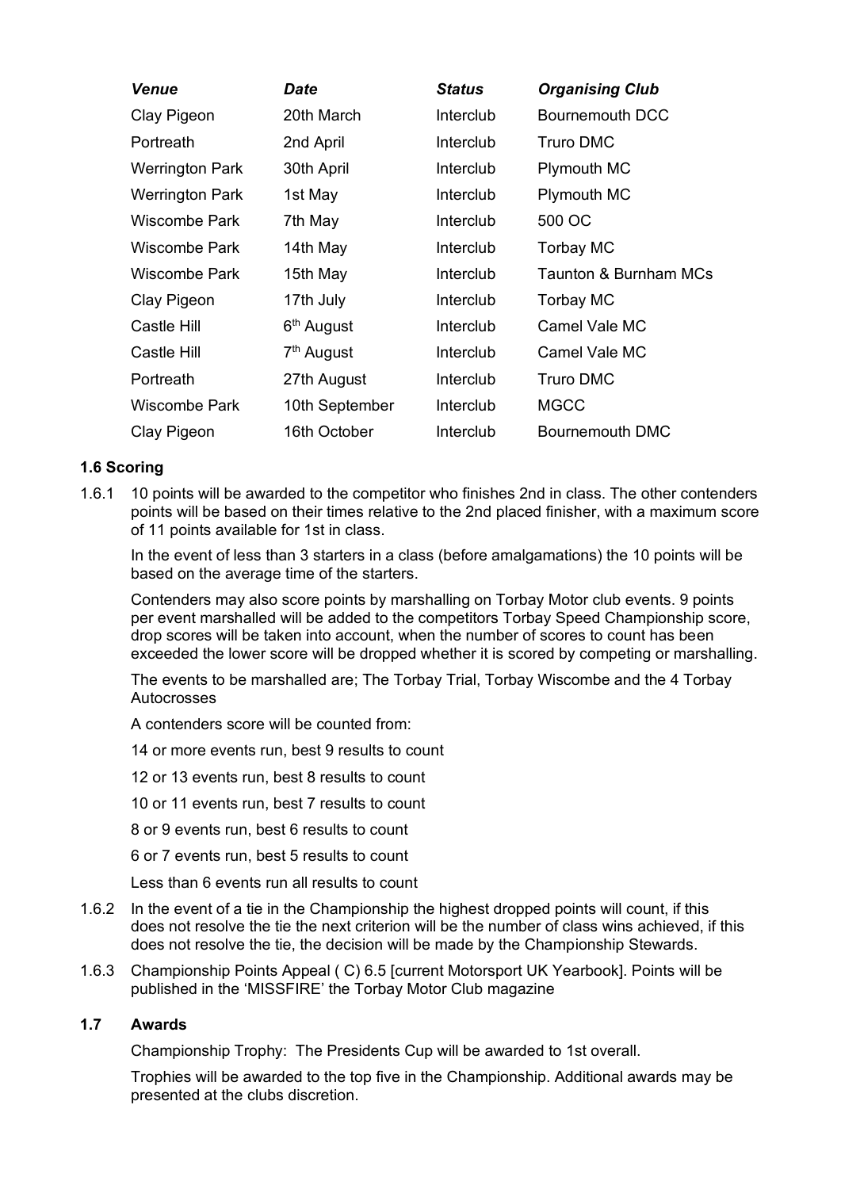| *Venue* | *Date* | *Status* | *Organising Club* |
|---|---|---|---|
| Clay Pigeon | 20th March | Interclub | Bournemouth DCC |
| Portreath | 2nd April | Interclub | Truro DMC |
| Werrington Park | 30th April | Interclub | Plymouth MC |
| Werrington Park | 1st May | Interclub | Plymouth MC |
| Wiscombe Park | 7th May | Interclub | 500 OC |
| Wiscombe Park | 14th May | Interclub | Torbay MC |
| Wiscombe Park | 15th May | Interclub | Taunton & Burnham MCs |
| Clay Pigeon | 17th July | Interclub | Torbay MC |
| Castle Hill | 6th August | Interclub | Camel Vale MC |
| Castle Hill | 7th August | Interclub | Camel Vale MC |
| Portreath | 27th August | Interclub | Truro DMC |
| Wiscombe Park | 10th September | Interclub | MGCC |
| Clay Pigeon | 16th October | Interclub | Bournemouth DMC |

**1.6 Scoring**

1.6.1 10 points will be awarded to the competitor who finishes 2nd in class. The other contenders points will be based on their times relative to the 2nd placed finisher, with a maximum score of 11 points available for 1st in class.

In the event of less than 3 starters in a class (before amalgamations) the 10 points will be based on the average time of the starters.

Contenders may also score points by marshalling on Torbay Motor club events. 9 points per event marshalled will be added to the competitors Torbay Speed Championship score, drop scores will be taken into account, when the number of scores to count has been exceeded the lower score will be dropped whether it is scored by competing or marshalling.

The events to be marshalled are; The Torbay Trial, Torbay Wiscombe and the 4 Torbay Autocrosses

A contenders score will be counted from:

14 or more events run, best 9 results to count

12 or 13 events run, best 8 results to count

10 or 11 events run, best 7 results to count

8 or 9 events run, best 6 results to count

6 or 7 events run, best 5 results to count

Less than 6 events run all results to count

1.6.2 In the event of a tie in the Championship the highest dropped points will count, if this does not resolve the tie the next criterion will be the number of class wins achieved, if this does not resolve the tie, the decision will be made by the Championship Stewards.

1.6.3 Championship Points Appeal ( C) 6.5 [current Motorsport UK Yearbook]. Points will be published in the 'MISSFIRE' the Torbay Motor Club magazine

**1.7 Awards**

Championship Trophy: The Presidents Cup will be awarded to 1st overall.

Trophies will be awarded to the top five in the Championship. Additional awards may be presented at the clubs discretion.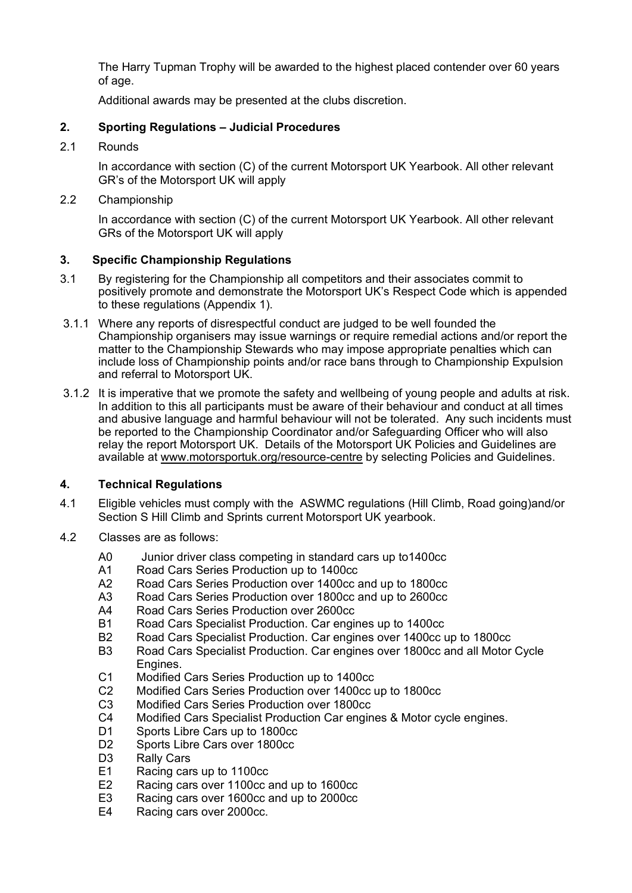The Harry Tupman Trophy will be awarded to the highest placed contender over 60 years of age.

Additional awards may be presented at the clubs discretion.

## 2. Sporting Regulations – Judicial Procedures

2.1 Rounds

In accordance with section (C) of the current Motorsport UK Yearbook. All other relevant GR's of the Motorsport UK will apply

2.2 Championship

In accordance with section (C) of the current Motorsport UK Yearbook. All other relevant GRs of the Motorsport UK will apply

## 3. Specific Championship Regulations

3.1 By registering for the Championship all competitors and their associates commit to positively promote and demonstrate the Motorsport UK's Respect Code which is appended to these regulations (Appendix 1).

3.1.1 Where any reports of disrespectful conduct are judged to be well founded the Championship organisers may issue warnings or require remedial actions and/or report the matter to the Championship Stewards who may impose appropriate penalties which can include loss of Championship points and/or race bans through to Championship Expulsion and referral to Motorsport UK.

3.1.2 It is imperative that we promote the safety and wellbeing of young people and adults at risk. In addition to this all participants must be aware of their behaviour and conduct at all times and abusive language and harmful behaviour will not be tolerated. Any such incidents must be reported to the Championship Coordinator and/or Safeguarding Officer who will also relay the report Motorsport UK. Details of the Motorsport UK Policies and Guidelines are available at www.motorsportuk.org/resource-centre by selecting Policies and Guidelines.

## 4. Technical Regulations

4.1 Eligible vehicles must comply with the ASWMC regulations (Hill Climb, Road going)and/or Section S Hill Climb and Sprints current Motorsport UK yearbook.

4.2 Classes are as follows:

- A0 Junior driver class competing in standard cars up to1400cc
- A1 Road Cars Series Production up to 1400cc
- A2 Road Cars Series Production over 1400cc and up to 1800cc
- A3 Road Cars Series Production over 1800cc and up to 2600cc
- A4 Road Cars Series Production over 2600cc
- B1 Road Cars Specialist Production. Car engines up to 1400cc
- B2 Road Cars Specialist Production. Car engines over 1400cc up to 1800cc
- B3 Road Cars Specialist Production. Car engines over 1800cc and all Motor Cycle Engines.
- C1 Modified Cars Series Production up to 1400cc
- C2 Modified Cars Series Production over 1400cc up to 1800cc
- C3 Modified Cars Series Production over 1800cc
- C4 Modified Cars Specialist Production Car engines & Motor cycle engines.
- D1 Sports Libre Cars up to 1800cc
- D2 Sports Libre Cars over 1800cc
- D3 Rally Cars
- E1 Racing cars up to 1100cc
- E2 Racing cars over 1100cc and up to 1600cc
- E3 Racing cars over 1600cc and up to 2000cc
- E4 Racing cars over 2000cc.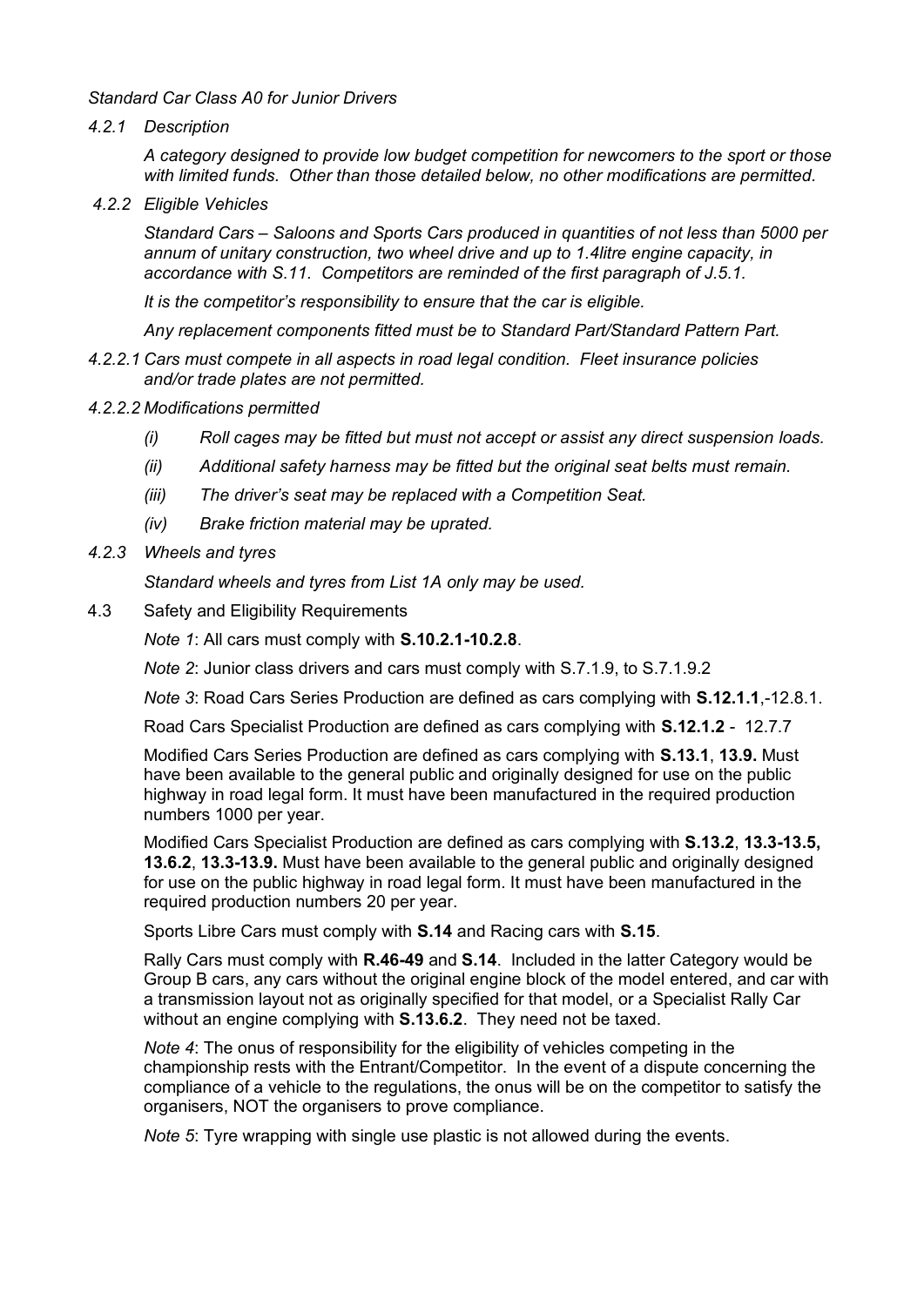*Standard Car Class A0 for Junior Drivers*

*4.2.1 Description*

*A category designed to provide low budget competition for newcomers to the sport or those with limited funds. Other than those detailed below, no other modifications are permitted.*

*4.2.2 Eligible Vehicles*

*Standard Cars – Saloons and Sports Cars produced in quantities of not less than 5000 per annum of unitary construction, two wheel drive and up to 1.4litre engine capacity, in accordance with S.11. Competitors are reminded of the first paragraph of J.5.1.*

*It is the competitor's responsibility to ensure that the car is eligible.*

*Any replacement components fitted must be to Standard Part/Standard Pattern Part.*

*4.2.2.1 Cars must compete in all aspects in road legal condition. Fleet insurance policies and/or trade plates are not permitted.*

*4.2.2.2 Modifications permitted*

- *(i) Roll cages may be fitted but must not accept or assist any direct suspension loads.*
- *(ii) Additional safety harness may be fitted but the original seat belts must remain.*
- *(iii) The driver's seat may be replaced with a Competition Seat.*
- *(iv) Brake friction material may be uprated.*

*4.2.3 Wheels and tyres*

*Standard wheels and tyres from List 1A only may be used.*

4.3 Safety and Eligibility Requirements

*Note 1*: All cars must comply with **S.10.2.1-10.2.8**.

*Note 2*: Junior class drivers and cars must comply with S.7.1.9, to S.7.1.9.2

*Note 3*: Road Cars Series Production are defined as cars complying with **S.12.1.1**,-12.8.1.

Road Cars Specialist Production are defined as cars complying with **S.12.1.2** - 12.7.7

Modified Cars Series Production are defined as cars complying with **S.13.1**, **13.9.** Must have been available to the general public and originally designed for use on the public highway in road legal form. It must have been manufactured in the required production numbers 1000 per year.

Modified Cars Specialist Production are defined as cars complying with **S.13.2**, **13.3-13.5, 13.6.2**, **13.3-13.9.** Must have been available to the general public and originally designed for use on the public highway in road legal form. It must have been manufactured in the required production numbers 20 per year.

Sports Libre Cars must comply with **S.14** and Racing cars with **S.15**.

Rally Cars must comply with **R.46-49** and **S.14**. Included in the latter Category would be Group B cars, any cars without the original engine block of the model entered, and car with a transmission layout not as originally specified for that model, or a Specialist Rally Car without an engine complying with **S.13.6.2**. They need not be taxed.

*Note 4*: The onus of responsibility for the eligibility of vehicles competing in the championship rests with the Entrant/Competitor. In the event of a dispute concerning the compliance of a vehicle to the regulations, the onus will be on the competitor to satisfy the organisers, NOT the organisers to prove compliance.

*Note 5*: Tyre wrapping with single use plastic is not allowed during the events.